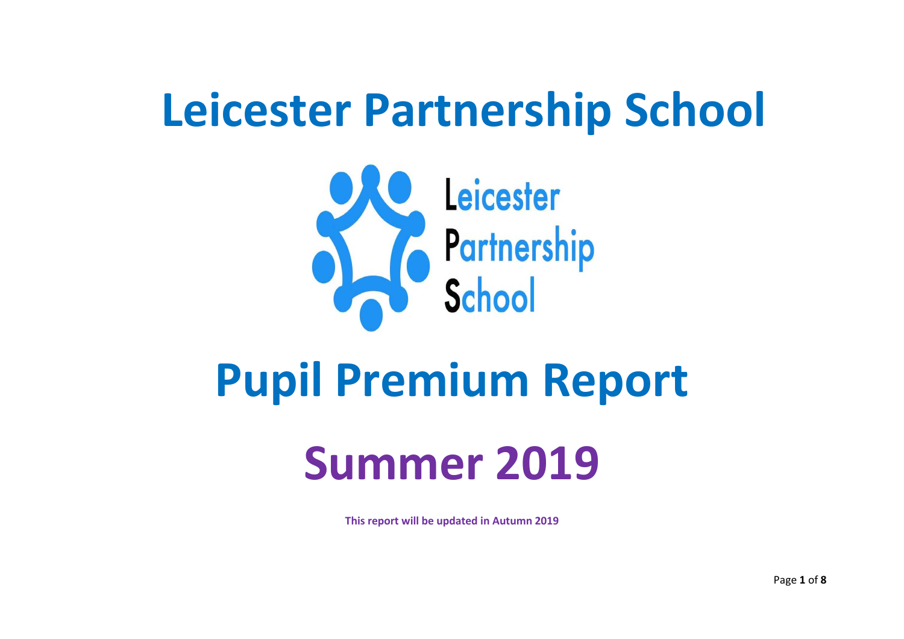# Leicester Partnership School

Leicester Partnership School

# Pupil Premium Report

# Summer 2019

**This report will be updated in Autumn 2019**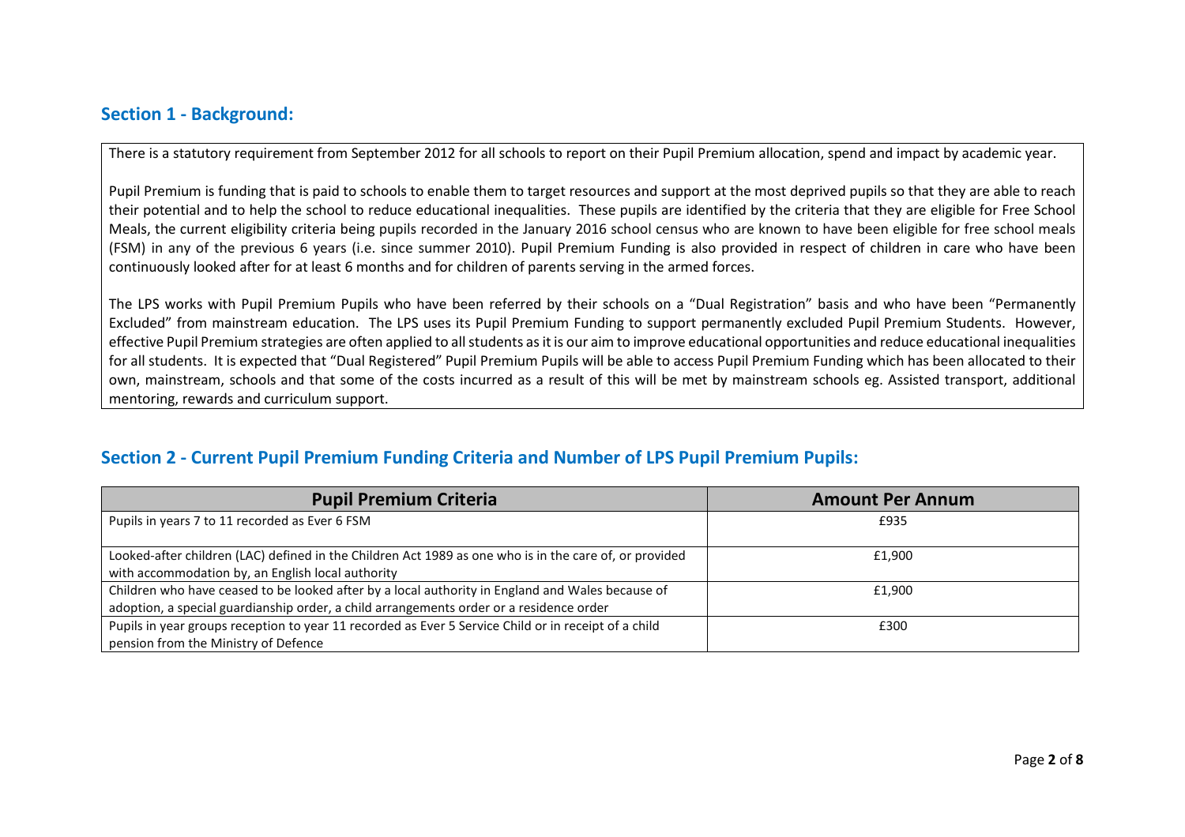## Section 1 - Background:

There is a statutory requirement from September 2012 for all schools to report on their Pupil Premium allocation, spend and impact by academic year.

Pupil Premium is funding that is paid to schools to enable them to target resources and support at the most deprived pupils so that they are able to reach their potential and to help the school to reduce educational inequalities. These pupils are identified by the criteria that they are eligible for Free School Meals, the current eligibility criteria being pupils recorded in the January 2016 school census who are known to have been eligible for free school meals (FSM) in any of the previous 6 years (i.e. since summer 2010). Pupil Premium Funding is also provided in respect of children in care who have been continuously looked after for at least 6 months and for children of parents serving in the armed forces.

The LPS works with Pupil Premium Pupils who have been referred by their schools on a "Dual Registration" basis and who have been "Permanently Excluded" from mainstream education. The LPS uses its Pupil Premium Funding to support permanently excluded Pupil Premium Students. However, effective Pupil Premium strategies are often applied to all students as it is our aim to improve educational opportunities and reduce educational inequalities for all students. It is expected that "Dual Registered" Pupil Premium Pupils will be able to access Pupil Premium Funding which has been allocated to their own, mainstream, schools and that some of the costs incurred as a result of this will be met by mainstream schools eg. Assisted transport, additional mentoring, rewards and curriculum support.

## Section 2 - Current Pupil Premium Funding Criteria and Number of LPS Pupil Premium Pupils:

| Pupil Premium Criteria | Amount Per Annum |
|---|---|
| Pupils in years 7 to 11 recorded as Ever 6 FSM | £935 |
| Looked-after children (LAC) defined in the Children Act 1989 as one who is in the care of, or provided with accommodation by, an English local authority | £1,900 |
| Children who have ceased to be looked after by a local authority in England and Wales because of adoption, a special guardianship order, a child arrangements order or a residence order | £1,900 |
| Pupils in year groups reception to year 11 recorded as Ever 5 Service Child or in receipt of a child pension from the Ministry of Defence | £300 |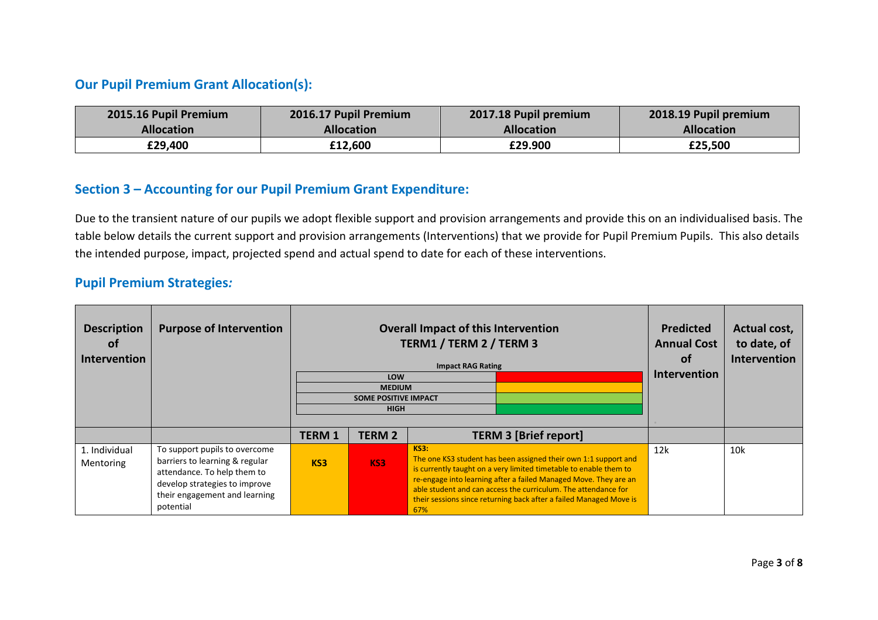## Our Pupil Premium Grant Allocation(s):

| 2015.16 Pupil Premium Allocation | 2016.17 Pupil Premium Allocation | 2017.18 Pupil premium Allocation | 2018.19 Pupil premium Allocation |
|---|---|---|---|
| **£29,400** | **£12,600** | **£29.900** | **£25,500** |

## Section 3 – Accounting for our Pupil Premium Grant Expenditure:

Due to the transient nature of our pupils we adopt flexible support and provision arrangements and provide this on an individualised basis. The table below details the current support and provision arrangements (Interventions) that we provide for Pupil Premium Pupils. This also details the intended purpose, impact, projected spend and actual spend to date for each of these interventions.

## Pupil Premium Strategies*:*

| Description of Intervention | Purpose of Intervention | Overall Impact of this Intervention TERM1 / TERM 2 / TERM 3<br><br>Impact RAG Rating<br>LOW (red)<br>MEDIUM (amber)<br>SOME POSITIVE IMPACT (light green)<br>HIGH (green) | | | Predicted Annual Cost of Intervention | Actual cost, to date, of Intervention |
|---|---|---|---|---|---|---|
| | | **TERM 1** | **TERM 2** | **TERM 3 [Brief report]** | | |
| 1. Individual Mentoring | To support pupils to overcome barriers to learning & regular attendance. To help them to develop strategies to improve their engagement and learning potential | **KS3** (amber) | **KS3** (red) | **KS3:**<br>The one KS3 student has been assigned their own 1:1 support and is currently taught on a very limited timetable to enable them to re-engage into learning after a failed Managed Move. They are an able student and can access the curriculum. The attendance for their sessions since returning back after a failed Managed Move is 67% | 12k | 10k |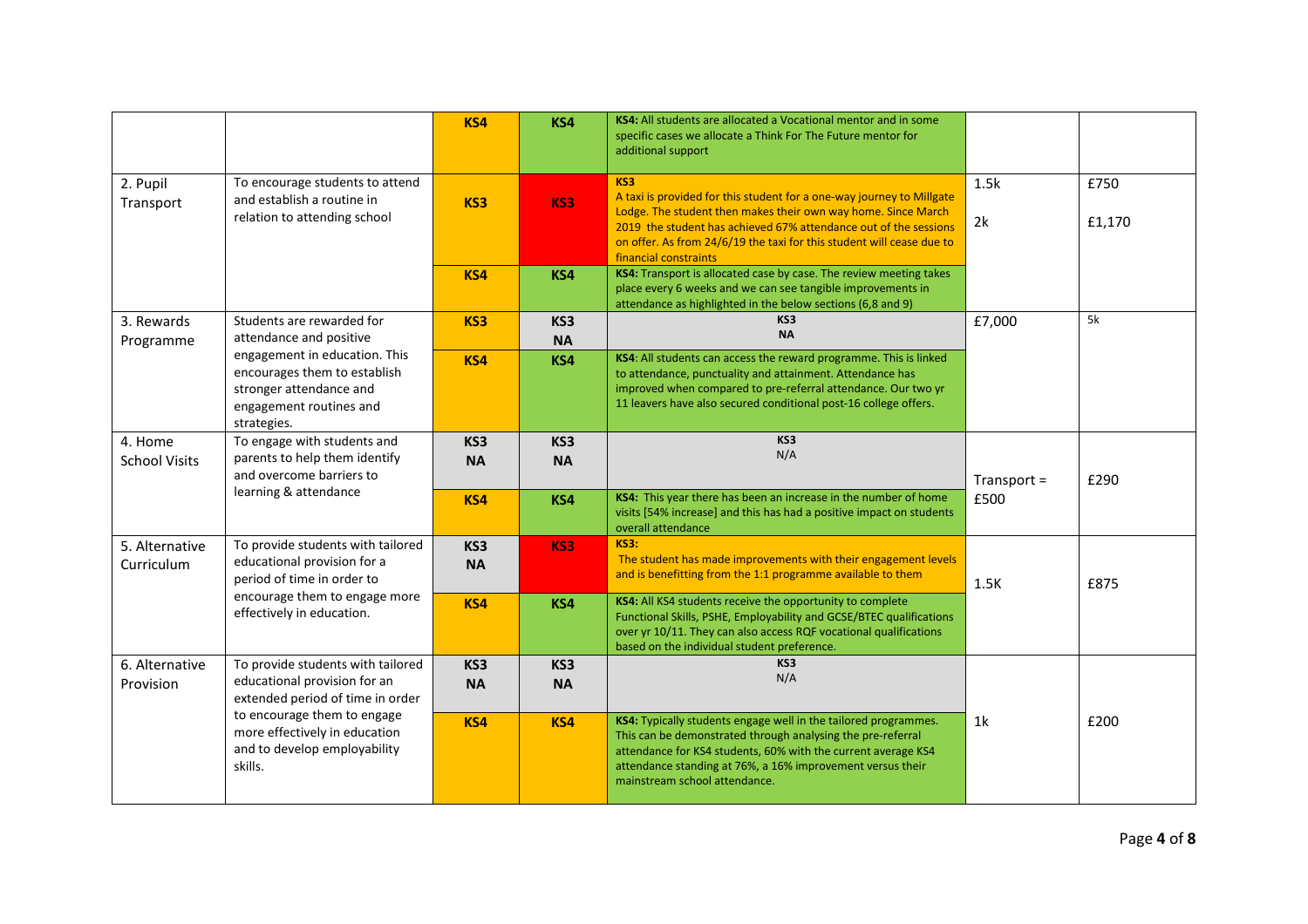|  |  |  |  |  |  |  |
|---|---|---|---|---|---|---|
|  |  | **KS4** | **KS4** | **KS4:** All students are allocated a Vocational mentor and in some specific cases we allocate a Think For The Future mentor for additional support |  |  |
| 2. Pupil Transport | To encourage students to attend and establish a routine in relation to attending school | **KS3** | **KS3** | **KS3** A taxi is provided for this student for a one-way journey to Millgate Lodge. The student then makes their own way home. Since March 2019 the student has achieved 67% attendance out of the sessions on offer. As from 24/6/19 the taxi for this student will cease due to financial constraints | 1.5k | £750 |
|  |  | **KS4** | **KS4** | **KS4:** Transport is allocated case by case. The review meeting takes place every 6 weeks and we can see tangible improvements in attendance as highlighted in the below sections (6,8 and 9) | 2k | £1,170 |
| 3. Rewards Programme | Students are rewarded for attendance and positive engagement in education. This encourages them to establish stronger attendance and engagement routines and strategies. | **KS3** | **KS3 NA** | **KS3 NA** | £7,000 | 5k |
|  |  | **KS4** | **KS4** | **KS4**: All students can access the reward programme. This is linked to attendance, punctuality and attainment. Attendance has improved when compared to pre-referral attendance. Our two yr 11 leavers have also secured conditional post-16 college offers. |  |  |
| 4. Home School Visits | To engage with students and parents to help them identify and overcome barriers to learning & attendance | **KS3 NA** | **KS3 NA** | **KS3** N/A | Transport = £500 | £290 |
|  |  | **KS4** | **KS4** | **KS4:** This year there has been an increase in the number of home visits [54% increase] and this has had a positive impact on students overall attendance |  |  |
| 5. Alternative Curriculum | To provide students with tailored educational provision for a period of time in order to encourage them to engage more effectively in education. | **KS3 NA** | **KS3** | **KS3:** The student has made improvements with their engagement levels and is benefitting from the 1:1 programme available to them | 1.5K | £875 |
|  |  | **KS4** | **KS4** | **KS4:** All KS4 students receive the opportunity to complete Functional Skills, PSHE, Employability and GCSE/BTEC qualifications over yr 10/11. They can also access RQF vocational qualifications based on the individual student preference. |  |  |
| 6. Alternative Provision | To provide students with tailored educational provision for an extended period of time in order to encourage them to engage more effectively in education and to develop employability skills. | **KS3 NA** | **KS3 NA** | **KS3** N/A | 1k | £200 |
|  |  | **KS4** | **KS4** | **KS4:** Typically students engage well in the tailored programmes. This can be demonstrated through analysing the pre-referral attendance for KS4 students, 60% with the current average KS4 attendance standing at 76%, a 16% improvement versus their mainstream school attendance. |  |  |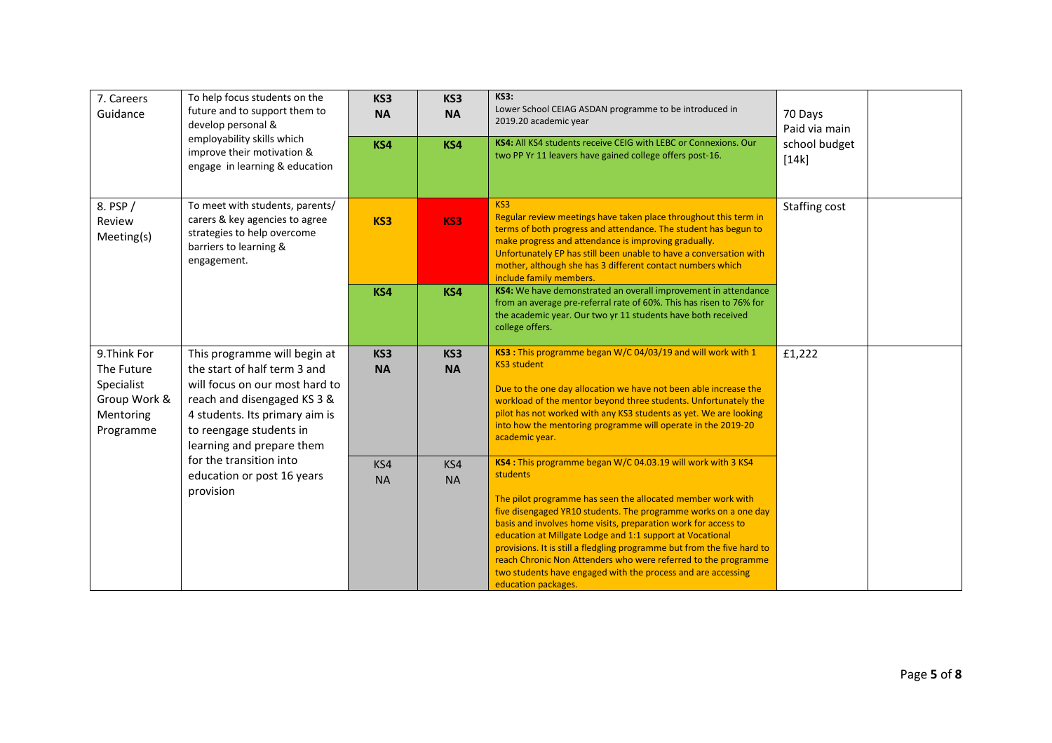| | | | | | | |
|---|---|---|---|---|---|---|
| 7. Careers Guidance | To help focus students on the future and to support them to develop personal & employability skills which improve their motivation & engage in learning & education | **KS3 NA** | **KS3 NA** | **KS3:** Lower School CEIAG ASDAN programme to be introduced in 2019.20 academic year | 70 Days Paid via main school budget [14k] | |
| | | **KS4** | **KS4** | **KS4:** All KS4 students receive CEIG with LEBC or Connexions. Our two PP Yr 11 leavers have gained college offers post-16. | | |
| 8. PSP / Review Meeting(s) | To meet with students, parents/ carers & key agencies to agree strategies to help overcome barriers to learning & engagement. | **KS3** | **KS3** | KS3 Regular review meetings have taken place throughout this term in terms of both progress and attendance. The student has begun to make progress and attendance is improving gradually. Unfortunately EP has still been unable to have a conversation with mother, although she has 3 different contact numbers which include family members. | Staffing cost | |
| | | **KS4** | **KS4** | **KS4:** We have demonstrated an overall improvement in attendance from an average pre-referral rate of 60%. This has risen to 76% for the academic year. Our two yr 11 students have both received college offers. | | |
| 9.Think For The Future Specialist Group Work & Mentoring Programme | This programme will begin at the start of half term 3 and will focus on our most hard to reach and disengaged KS 3 & 4 students. Its primary aim is to reengage students in learning and prepare them for the transition into education or post 16 years provision | **KS3 NA** | **KS3 NA** | **KS3 :** This programme began W/C 04/03/19 and will work with 1 KS3 student<br><br>Due to the one day allocation we have not been able increase the workload of the mentor beyond three students. Unfortunately the pilot has not worked with any KS3 students as yet. We are looking into how the mentoring programme will operate in the 2019-20 academic year. | £1,222 | |
| | | KS4 NA | KS4 NA | **KS4 :** This programme began W/C 04.03.19 will work with 3 KS4 students<br><br>The pilot programme has seen the allocated member work with five disengaged YR10 students. The programme works on a one day basis and involves home visits, preparation work for access to education at Millgate Lodge and 1:1 support at Vocational provisions. It is still a fledgling programme but from the five hard to reach Chronic Non Attenders who were referred to the programme two students have engaged with the process and are accessing education packages. | | |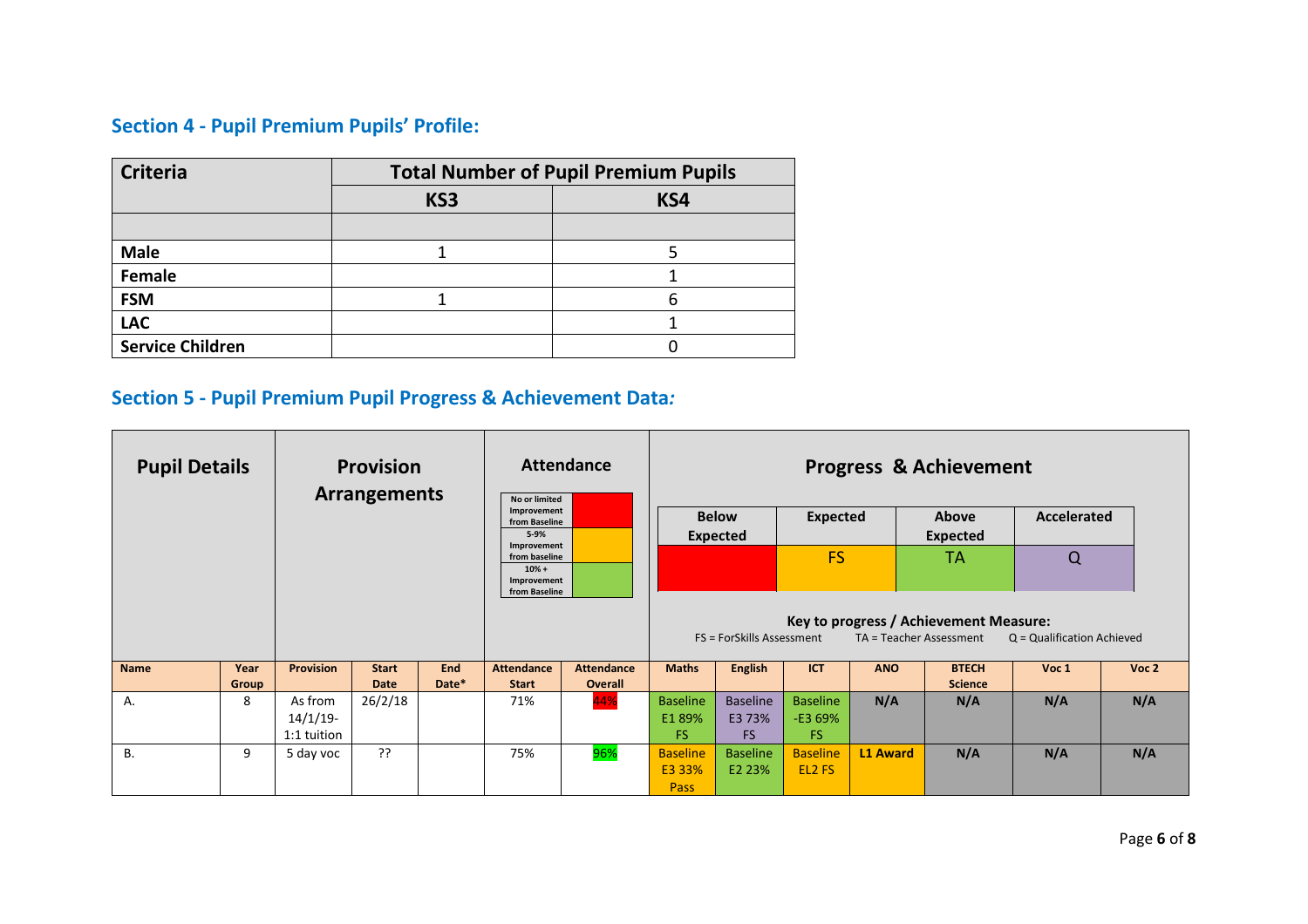## Section 4 - Pupil Premium Pupils' Profile:

| Criteria | Total Number of Pupil Premium Pupils | |
|---|---|---|
| | KS3 | KS4 |
| | | |
| Male | 1 | 5 |
| Female | | 1 |
| FSM | 1 | 6 |
| LAC | | 1 |
| Service Children | | 0 |

## Section 5 - Pupil Premium Pupil Progress & Achievement Data:

**Attendance key:**

| Attendance | |
|---|---|
| No or limited Improvement from Baseline | Red |
| 5-9% Improvement from baseline | Amber |
| 10% + Improvement from Baseline | Green |

**Progress & Achievement key:**

| Below Expected | Expected | Above Expected | Accelerated |
|---|---|---|---|
| | FS | TA | Q |

**Key to progress / Achievement Measure:**

FS = ForSkills Assessment    TA = Teacher Assessment    Q = Qualification Achieved

| Pupil Details | | Provision Arrangements | | | Attendance | | Progress & Achievement | | | | | | |
|---|---|---|---|---|---|---|---|---|---|---|---|---|---|
| Name | Year Group | Provision | Start Date | End Date* | Attendance Start | Attendance Overall | Maths | English | ICT | ANO | BTECH Science | Voc 1 | Voc 2 |
| A. | 8 | As from 14/1/19- 1:1 tuition | 26/2/18 | | 71% | 44% | Baseline E1 89% FS | Baseline E3 73% FS | Baseline -E3 69% FS | N/A | N/A | N/A | N/A |
| B. | 9 | 5 day voc | ?? | | 75% | 96% | Baseline E3 33% Pass | Baseline E2 23% | Baseline EL2 FS | L1 Award | N/A | N/A | N/A |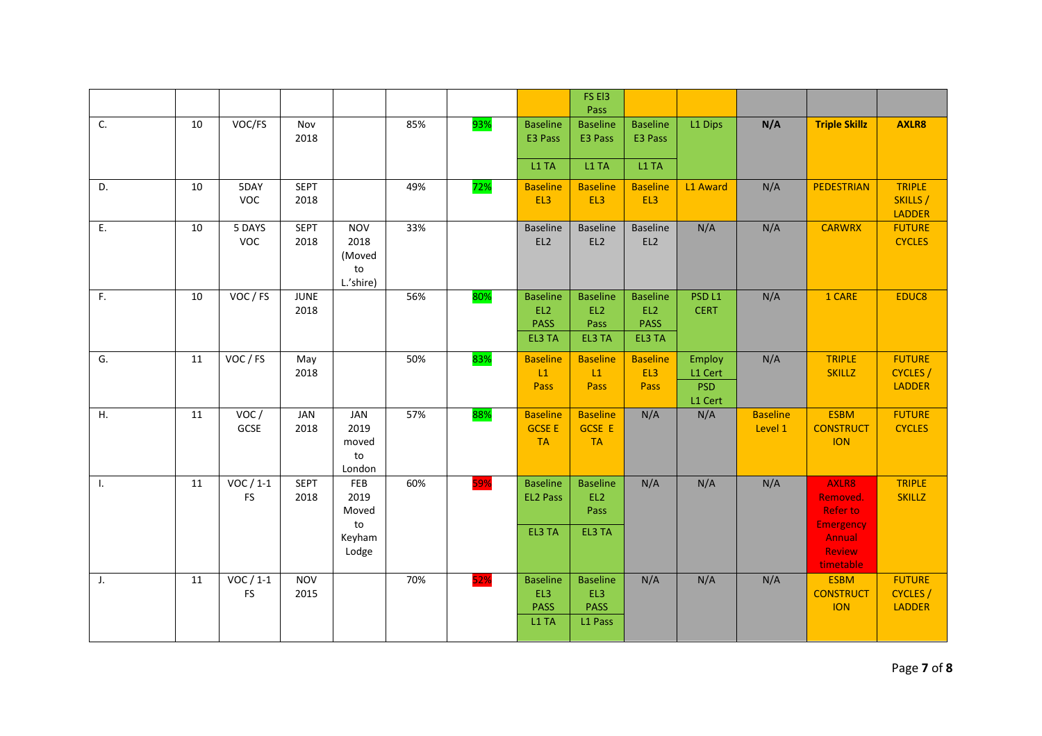| | | | | | | | | FS El3 Pass | | | | | |
|---|---|---|---|---|---|---|---|---|---|---|---|---|---|
| C. | 10 | VOC/FS | Nov 2018 | | 85% | 93% | Baseline E3 Pass<br>L1 TA | Baseline E3 Pass<br>L1 TA | Baseline E3 Pass<br>L1 TA | L1 Dips | **N/A** | **Triple Skillz** | **AXLR8** |
| D. | 10 | 5DAY VOC | SEPT 2018 | | 49% | 72% | Baseline EL3 | Baseline EL3 | Baseline EL3 | L1 Award | N/A | PEDESTRIAN | TRIPLE SKILLS / LADDER |
| E. | 10 | 5 DAYS VOC | SEPT 2018 | NOV 2018 (Moved to L.'shire) | 33% | | Baseline EL2 | Baseline EL2 | Baseline EL2 | N/A | N/A | CARWRX | FUTURE CYCLES |
| F. | 10 | VOC / FS | JUNE 2018 | | 56% | 80% | Baseline EL2 PASS<br>EL3 TA | Baseline EL2 Pass<br>EL3 TA | Baseline EL2 PASS<br>EL3 TA | PSD L1 CERT | N/A | 1 CARE | EDUC8 |
| G. | 11 | VOC / FS | May 2018 | | 50% | 83% | Baseline L1 Pass | Baseline L1 Pass | Baseline EL3 Pass | Employ L1 Cert<br>PSD L1 Cert | N/A | TRIPLE SKILLZ | FUTURE CYCLES / LADDER |
| H. | 11 | VOC / GCSE | JAN 2018 | JAN 2019 moved to London | 57% | 88% | Baseline GCSE E TA | Baseline GCSE E TA | N/A | N/A | Baseline Level 1 | ESBM CONSTRUCTION | FUTURE CYCLES |
| I. | 11 | VOC / 1-1 FS | SEPT 2018 | FEB 2019 Moved to Keyham Lodge | 60% | 59% | Baseline EL2 Pass<br>EL3 TA | Baseline EL2 Pass<br>EL3 TA | N/A | N/A | N/A | AXLR8 Removed. Refer to Emergency Annual Review timetable | TRIPLE SKILLZ |
| J. | 11 | VOC / 1-1 FS | NOV 2015 | | 70% | 52% | Baseline EL3 PASS<br>L1 TA | Baseline EL3 PASS<br>L1 Pass | N/A | N/A | N/A | ESBM CONSTRUCTION | FUTURE CYCLES / LADDER |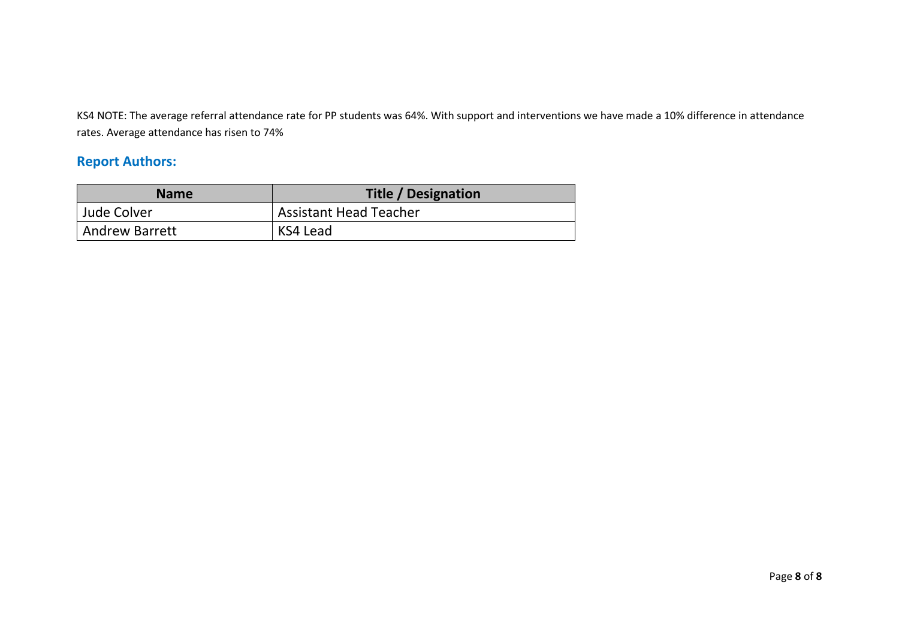KS4 NOTE: The average referral attendance rate for PP students was 64%. With support and interventions we have made a 10% difference in attendance rates. Average attendance has risen to 74%

## Report Authors:

| Name | Title / Designation |
|---|---|
| Jude Colver | Assistant Head Teacher |
| Andrew Barrett | KS4 Lead |